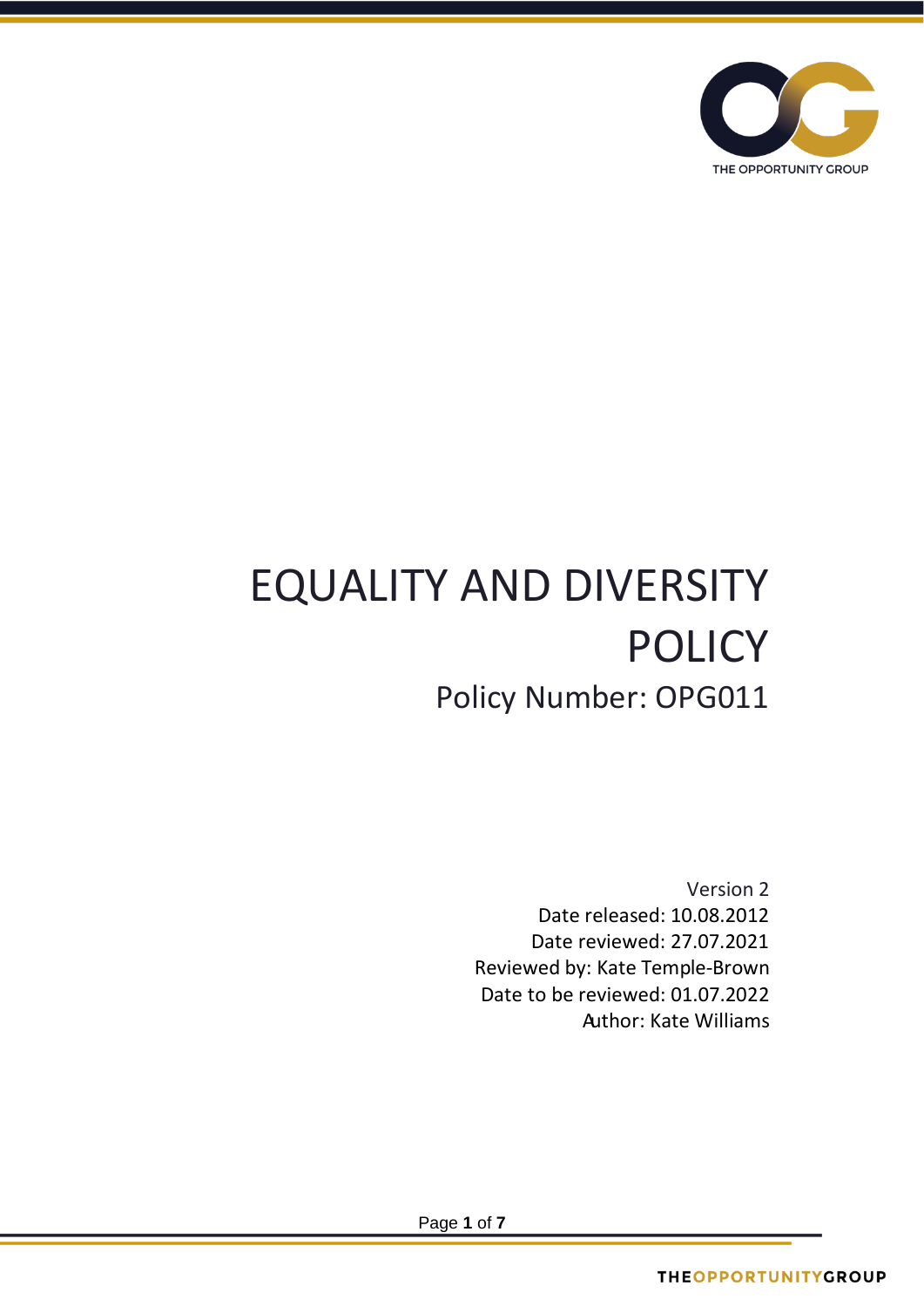# EQUALITY AND DIVERSITY POLICY

## Policy Number: OPG011

Version 2
Date released: 10.08.2012
Date reviewed: 27.07.2021
Reviewed by: Kate Temple-Brown
Date to be reviewed: 01.07.2022
Author: Kate Williams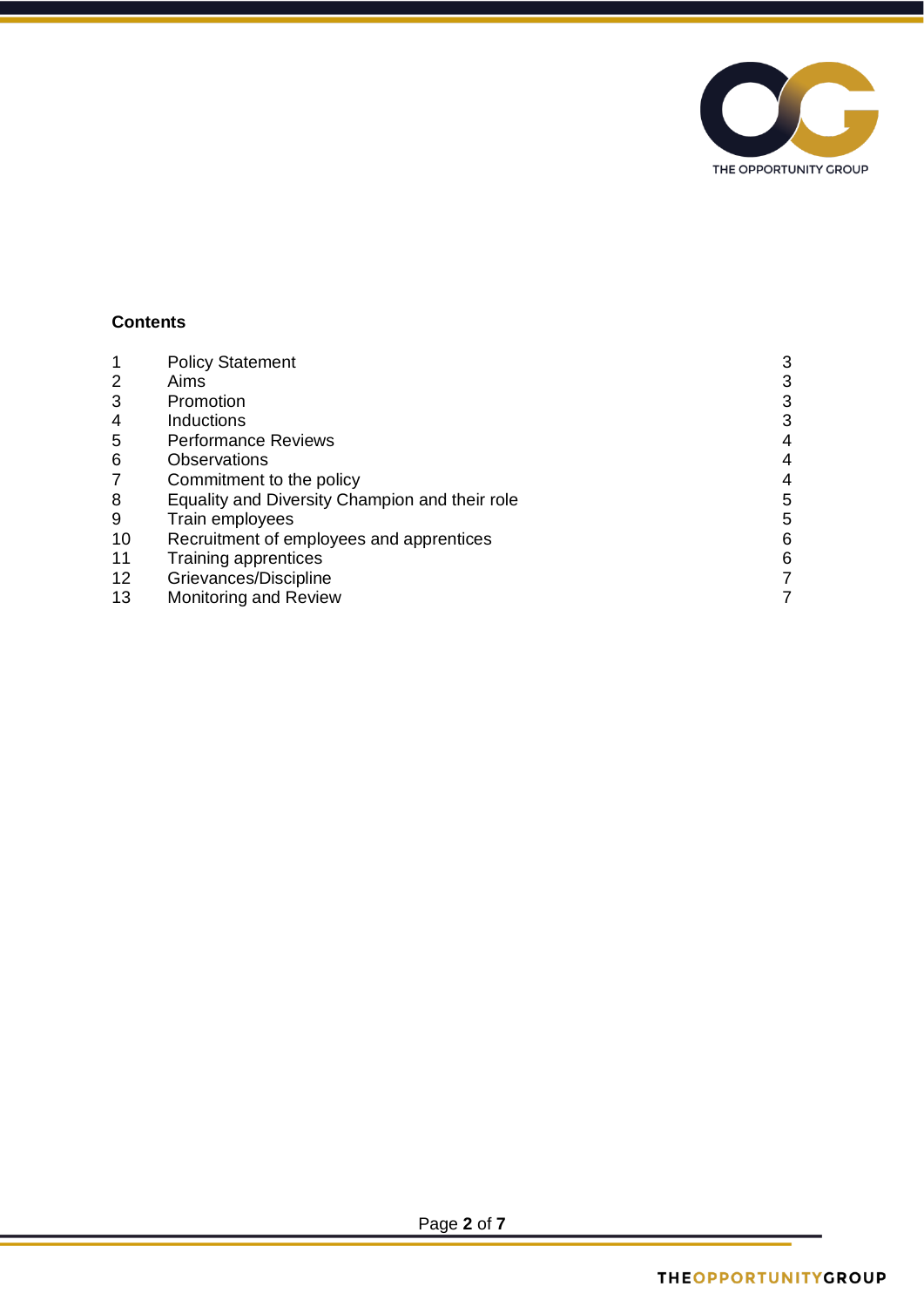**Contents**

| | | |
|---|---|---|
| 1 | Policy Statement | 3 |
| 2 | Aims | 3 |
| 3 | Promotion | 3 |
| 4 | Inductions | 3 |
| 5 | Performance Reviews | 4 |
| 6 | Observations | 4 |
| 7 | Commitment to the policy | 4 |
| 8 | Equality and Diversity Champion and their role | 5 |
| 9 | Train employees | 5 |
| 10 | Recruitment of employees and apprentices | 6 |
| 11 | Training apprentices | 6 |
| 12 | Grievances/Discipline | 7 |
| 13 | Monitoring and Review | 7 |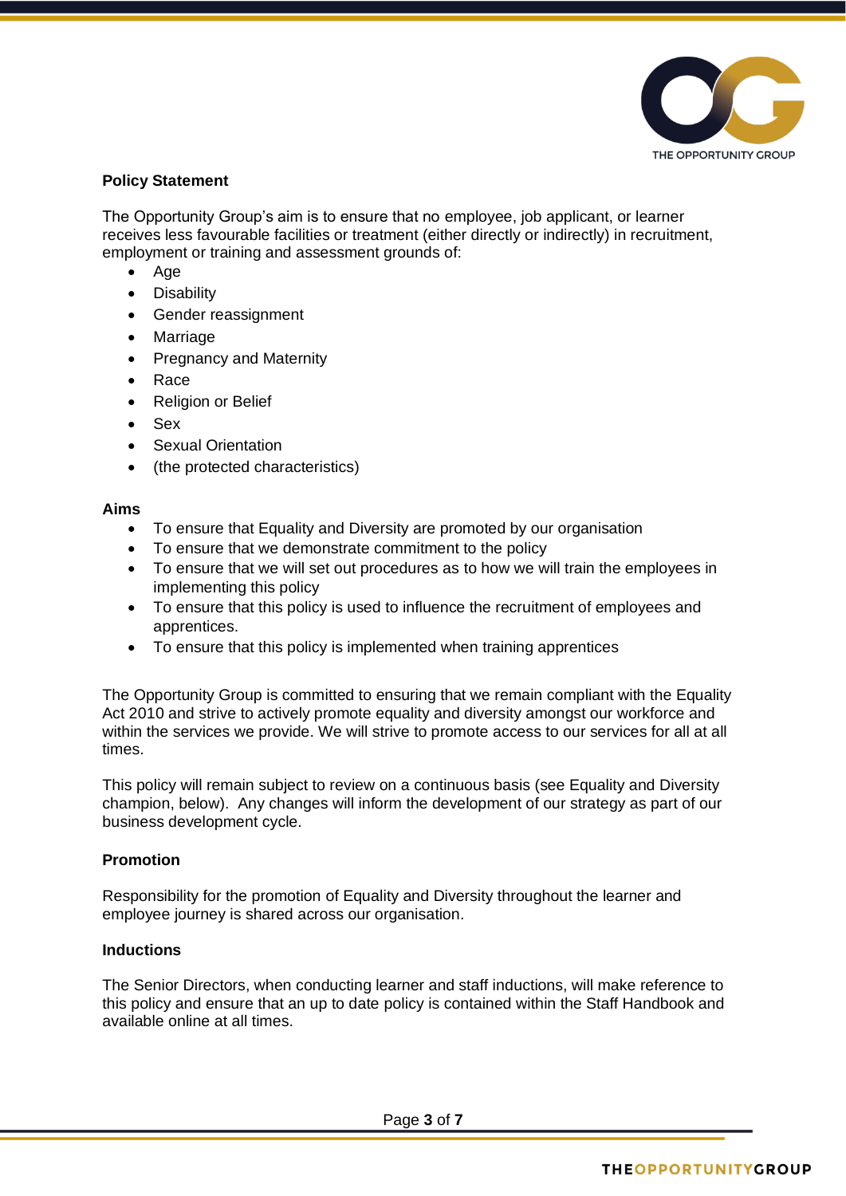**Policy Statement**

The Opportunity Group's aim is to ensure that no employee, job applicant, or learner receives less favourable facilities or treatment (either directly or indirectly) in recruitment, employment or training and assessment grounds of:

- Age
- Disability
- Gender reassignment
- Marriage
- Pregnancy and Maternity
- Race
- Religion or Belief
- Sex
- Sexual Orientation
- (the protected characteristics)

**Aims**

- To ensure that Equality and Diversity are promoted by our organisation
- To ensure that we demonstrate commitment to the policy
- To ensure that we will set out procedures as to how we will train the employees in implementing this policy
- To ensure that this policy is used to influence the recruitment of employees and apprentices.
- To ensure that this policy is implemented when training apprentices

The Opportunity Group is committed to ensuring that we remain compliant with the Equality Act 2010 and strive to actively promote equality and diversity amongst our workforce and within the services we provide. We will strive to promote access to our services for all at all times.

This policy will remain subject to review on a continuous basis (see Equality and Diversity champion, below). Any changes will inform the development of our strategy as part of our business development cycle.

**Promotion**

Responsibility for the promotion of Equality and Diversity throughout the learner and employee journey is shared across our organisation.

**Inductions**

The Senior Directors, when conducting learner and staff inductions, will make reference to this policy and ensure that an up to date policy is contained within the Staff Handbook and available online at all times.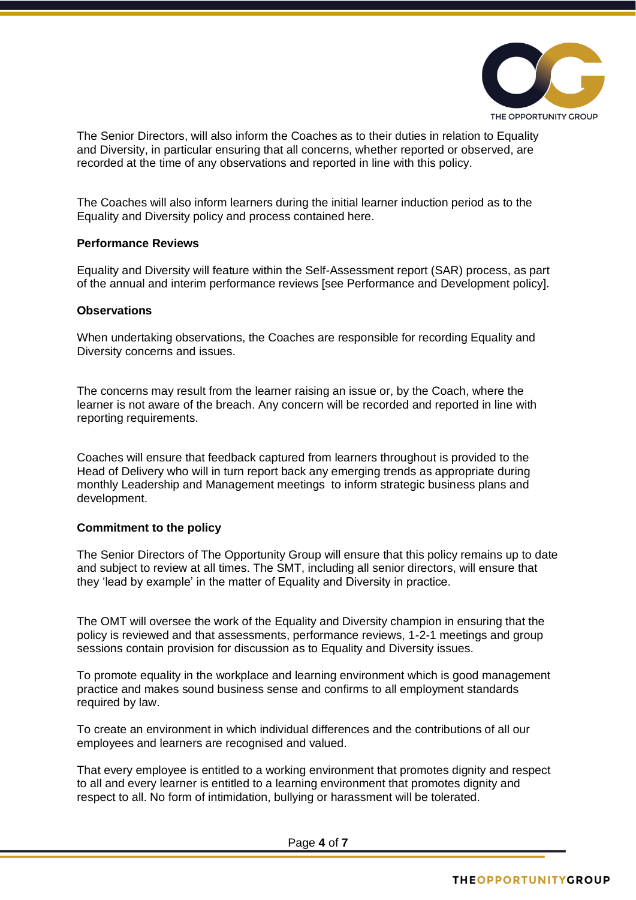The Senior Directors, will also inform the Coaches as to their duties in relation to Equality and Diversity, in particular ensuring that all concerns, whether reported or observed, are recorded at the time of any observations and reported in line with this policy.

The Coaches will also inform learners during the initial learner induction period as to the Equality and Diversity policy and process contained here.

**Performance Reviews**

Equality and Diversity will feature within the Self-Assessment report (SAR) process, as part of the annual and interim performance reviews [see Performance and Development policy].

**Observations**

When undertaking observations, the Coaches are responsible for recording Equality and Diversity concerns and issues.

The concerns may result from the learner raising an issue or, by the Coach, where the learner is not aware of the breach. Any concern will be recorded and reported in line with reporting requirements.

Coaches will ensure that feedback captured from learners throughout is provided to the Head of Delivery who will in turn report back any emerging trends as appropriate during monthly Leadership and Management meetings to inform strategic business plans and development.

**Commitment to the policy**

The Senior Directors of The Opportunity Group will ensure that this policy remains up to date and subject to review at all times. The SMT, including all senior directors, will ensure that they 'lead by example' in the matter of Equality and Diversity in practice.

The OMT will oversee the work of the Equality and Diversity champion in ensuring that the policy is reviewed and that assessments, performance reviews, 1-2-1 meetings and group sessions contain provision for discussion as to Equality and Diversity issues.

To promote equality in the workplace and learning environment which is good management practice and makes sound business sense and confirms to all employment standards required by law.

To create an environment in which individual differences and the contributions of all our employees and learners are recognised and valued.

That every employee is entitled to a working environment that promotes dignity and respect to all and every learner is entitled to a learning environment that promotes dignity and respect to all. No form of intimidation, bullying or harassment will be tolerated.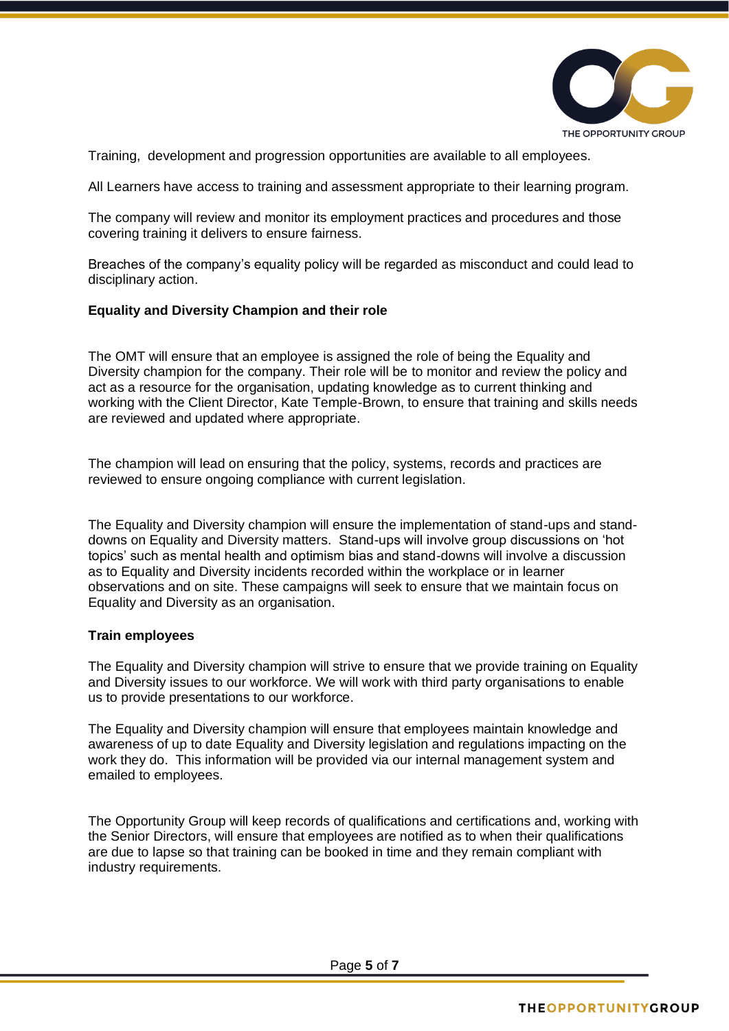Training, development and progression opportunities are available to all employees.

All Learners have access to training and assessment appropriate to their learning program.

The company will review and monitor its employment practices and procedures and those covering training it delivers to ensure fairness.

Breaches of the company's equality policy will be regarded as misconduct and could lead to disciplinary action.

**Equality and Diversity Champion and their role**

The OMT will ensure that an employee is assigned the role of being the Equality and Diversity champion for the company. Their role will be to monitor and review the policy and act as a resource for the organisation, updating knowledge as to current thinking and working with the Client Director, Kate Temple-Brown, to ensure that training and skills needs are reviewed and updated where appropriate.

The champion will lead on ensuring that the policy, systems, records and practices are reviewed to ensure ongoing compliance with current legislation.

The Equality and Diversity champion will ensure the implementation of stand-ups and stand-downs on Equality and Diversity matters. Stand-ups will involve group discussions on 'hot topics' such as mental health and optimism bias and stand-downs will involve a discussion as to Equality and Diversity incidents recorded within the workplace or in learner observations and on site. These campaigns will seek to ensure that we maintain focus on Equality and Diversity as an organisation.

**Train employees**

The Equality and Diversity champion will strive to ensure that we provide training on Equality and Diversity issues to our workforce. We will work with third party organisations to enable us to provide presentations to our workforce.

The Equality and Diversity champion will ensure that employees maintain knowledge and awareness of up to date Equality and Diversity legislation and regulations impacting on the work they do. This information will be provided via our internal management system and emailed to employees.

The Opportunity Group will keep records of qualifications and certifications and, working with the Senior Directors, will ensure that employees are notified as to when their qualifications are due to lapse so that training can be booked in time and they remain compliant with industry requirements.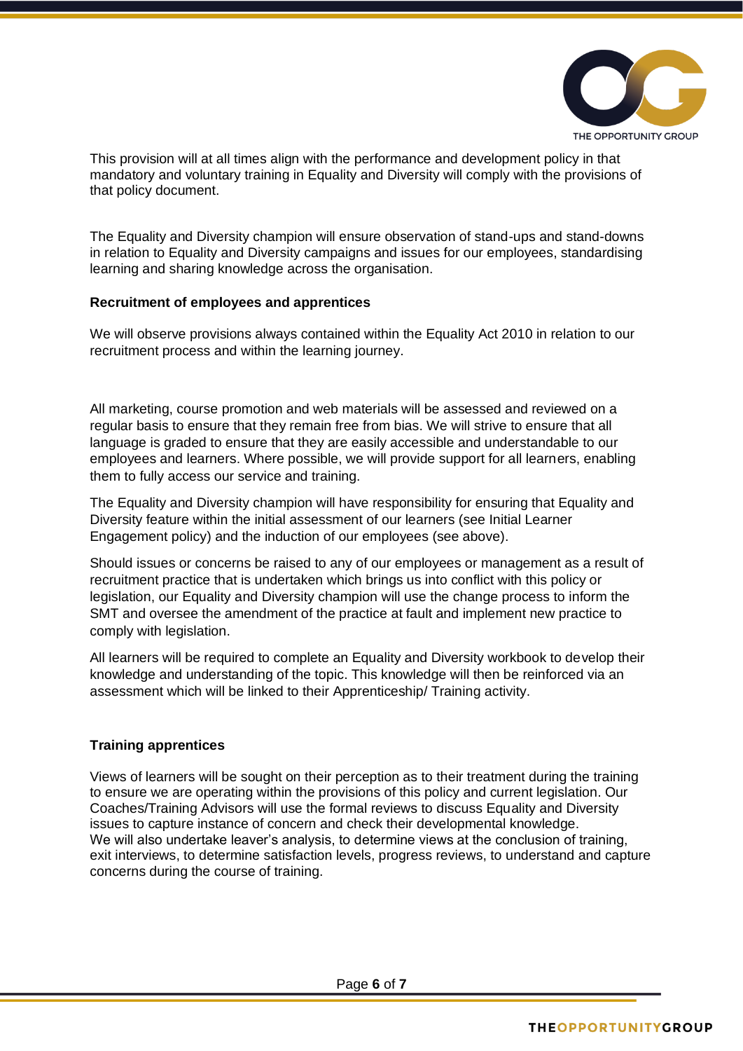This provision will at all times align with the performance and development policy in that mandatory and voluntary training in Equality and Diversity will comply with the provisions of that policy document.

The Equality and Diversity champion will ensure observation of stand-ups and stand-downs in relation to Equality and Diversity campaigns and issues for our employees, standardising learning and sharing knowledge across the organisation.

**Recruitment of employees and apprentices**

We will observe provisions always contained within the Equality Act 2010 in relation to our recruitment process and within the learning journey.

All marketing, course promotion and web materials will be assessed and reviewed on a regular basis to ensure that they remain free from bias. We will strive to ensure that all language is graded to ensure that they are easily accessible and understandable to our employees and learners. Where possible, we will provide support for all learners, enabling them to fully access our service and training.

The Equality and Diversity champion will have responsibility for ensuring that Equality and Diversity feature within the initial assessment of our learners (see Initial Learner Engagement policy) and the induction of our employees (see above).

Should issues or concerns be raised to any of our employees or management as a result of recruitment practice that is undertaken which brings us into conflict with this policy or legislation, our Equality and Diversity champion will use the change process to inform the SMT and oversee the amendment of the practice at fault and implement new practice to comply with legislation.

All learners will be required to complete an Equality and Diversity workbook to develop their knowledge and understanding of the topic. This knowledge will then be reinforced via an assessment which will be linked to their Apprenticeship/ Training activity.

**Training apprentices**

Views of learners will be sought on their perception as to their treatment during the training to ensure we are operating within the provisions of this policy and current legislation. Our Coaches/Training Advisors will use the formal reviews to discuss Equality and Diversity issues to capture instance of concern and check their developmental knowledge.
We will also undertake leaver's analysis, to determine views at the conclusion of training, exit interviews, to determine satisfaction levels, progress reviews, to understand and capture concerns during the course of training.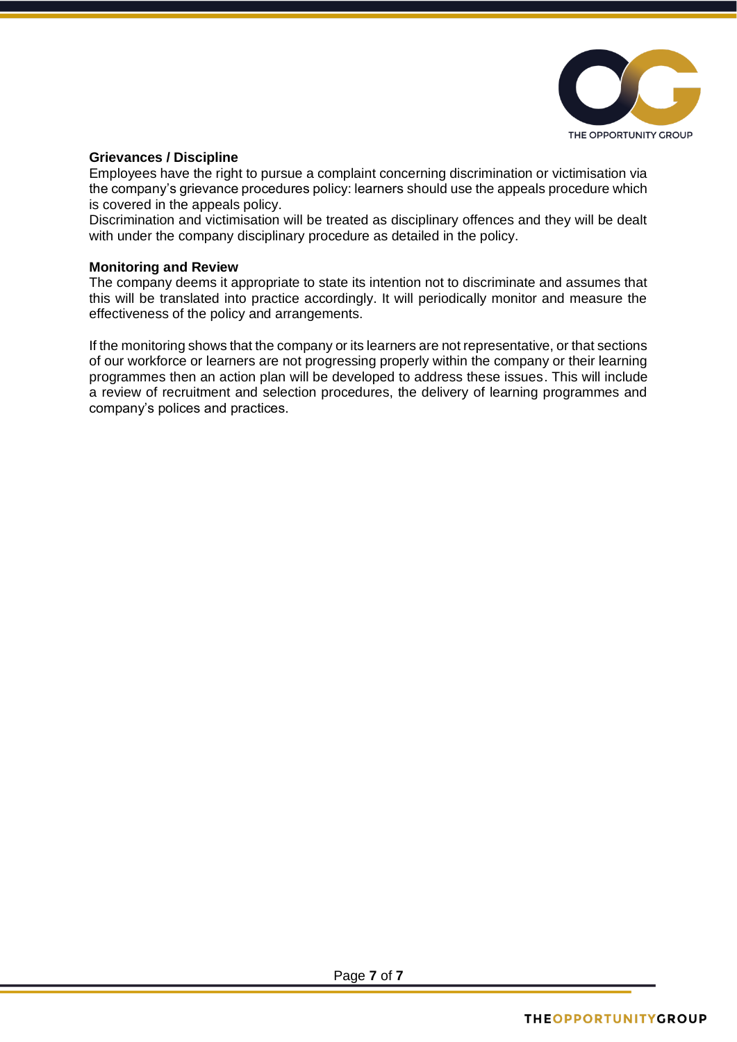**Grievances / Discipline**

Employees have the right to pursue a complaint concerning discrimination or victimisation via the company's grievance procedures policy: learners should use the appeals procedure which is covered in the appeals policy.

Discrimination and victimisation will be treated as disciplinary offences and they will be dealt with under the company disciplinary procedure as detailed in the policy.

**Monitoring and Review**

The company deems it appropriate to state its intention not to discriminate and assumes that this will be translated into practice accordingly. It will periodically monitor and measure the effectiveness of the policy and arrangements.

If the monitoring shows that the company or its learners are not representative, or that sections of our workforce or learners are not progressing properly within the company or their learning programmes then an action plan will be developed to address these issues. This will include a review of recruitment and selection procedures, the delivery of learning programmes and company's polices and practices.